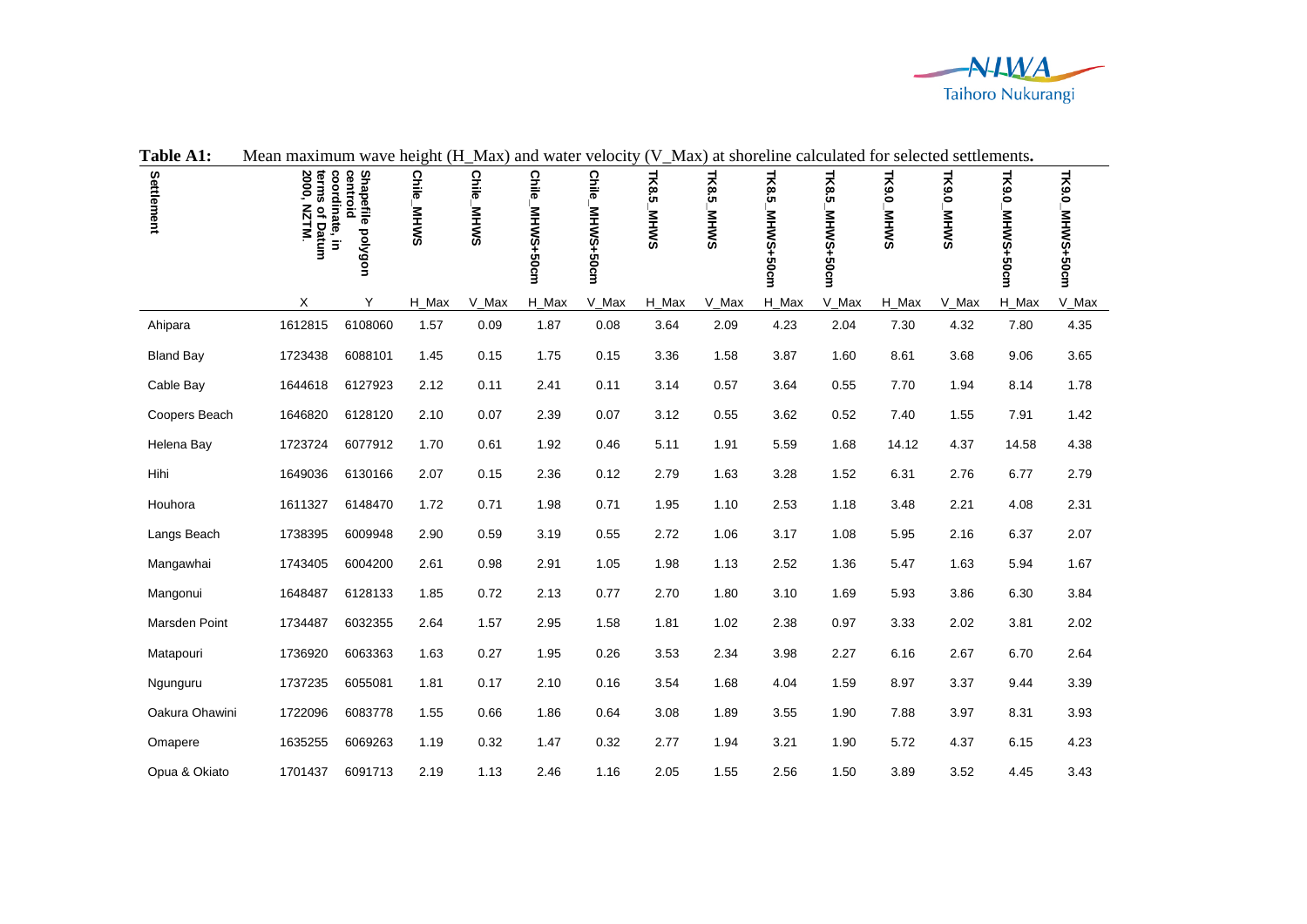**Table A1:** Mean maximum wave height (H_Max) and water velocity (V_Max) at shoreline calculated for selected settlements.

| Settlement | Shapefile polygon centroid coordinate, in terms of Datum 2000, NZTM. | | Chile_MHWS | Chile_MHWS | Chile_MHWS+50cm | Chile_MHWS+50cm | TK8.5_MHWS | TK8.5_MHWS | TK8.5_MHWS+50cm | TK8.5_MHWS+50cm | TK9.0_MHWS | TK9.0_MHWS | TK9.0_MHWS+50cm | TK9.0_MHWS+50cm |
|---|---|---|---|---|---|---|---|---|---|---|---|---|---|---|
| | X | Y | H_Max | V_Max | H_Max | V_Max | H_Max | V_Max | H_Max | V_Max | H_Max | V_Max | H_Max | V_Max |
| Ahipara | 1612815 | 6108060 | 1.57 | 0.09 | 1.87 | 0.08 | 3.64 | 2.09 | 4.23 | 2.04 | 7.30 | 4.32 | 7.80 | 4.35 |
| Bland Bay | 1723438 | 6088101 | 1.45 | 0.15 | 1.75 | 0.15 | 3.36 | 1.58 | 3.87 | 1.60 | 8.61 | 3.68 | 9.06 | 3.65 |
| Cable Bay | 1644618 | 6127923 | 2.12 | 0.11 | 2.41 | 0.11 | 3.14 | 0.57 | 3.64 | 0.55 | 7.70 | 1.94 | 8.14 | 1.78 |
| Coopers Beach | 1646820 | 6128120 | 2.10 | 0.07 | 2.39 | 0.07 | 3.12 | 0.55 | 3.62 | 0.52 | 7.40 | 1.55 | 7.91 | 1.42 |
| Helena Bay | 1723724 | 6077912 | 1.70 | 0.61 | 1.92 | 0.46 | 5.11 | 1.91 | 5.59 | 1.68 | 14.12 | 4.37 | 14.58 | 4.38 |
| Hihi | 1649036 | 6130166 | 2.07 | 0.15 | 2.36 | 0.12 | 2.79 | 1.63 | 3.28 | 1.52 | 6.31 | 2.76 | 6.77 | 2.79 |
| Houhora | 1611327 | 6148470 | 1.72 | 0.71 | 1.98 | 0.71 | 1.95 | 1.10 | 2.53 | 1.18 | 3.48 | 2.21 | 4.08 | 2.31 |
| Langs Beach | 1738395 | 6009948 | 2.90 | 0.59 | 3.19 | 0.55 | 2.72 | 1.06 | 3.17 | 1.08 | 5.95 | 2.16 | 6.37 | 2.07 |
| Mangawhai | 1743405 | 6004200 | 2.61 | 0.98 | 2.91 | 1.05 | 1.98 | 1.13 | 2.52 | 1.36 | 5.47 | 1.63 | 5.94 | 1.67 |
| Mangonui | 1648487 | 6128133 | 1.85 | 0.72 | 2.13 | 0.77 | 2.70 | 1.80 | 3.10 | 1.69 | 5.93 | 3.86 | 6.30 | 3.84 |
| Marsden Point | 1734487 | 6032355 | 2.64 | 1.57 | 2.95 | 1.58 | 1.81 | 1.02 | 2.38 | 0.97 | 3.33 | 2.02 | 3.81 | 2.02 |
| Matapouri | 1736920 | 6063363 | 1.63 | 0.27 | 1.95 | 0.26 | 3.53 | 2.34 | 3.98 | 2.27 | 6.16 | 2.67 | 6.70 | 2.64 |
| Ngunguru | 1737235 | 6055081 | 1.81 | 0.17 | 2.10 | 0.16 | 3.54 | 1.68 | 4.04 | 1.59 | 8.97 | 3.37 | 9.44 | 3.39 |
| Oakura Ohawini | 1722096 | 6083778 | 1.55 | 0.66 | 1.86 | 0.64 | 3.08 | 1.89 | 3.55 | 1.90 | 7.88 | 3.97 | 8.31 | 3.93 |
| Omapere | 1635255 | 6069263 | 1.19 | 0.32 | 1.47 | 0.32 | 2.77 | 1.94 | 3.21 | 1.90 | 5.72 | 4.37 | 6.15 | 4.23 |
| Opua & Okiato | 1701437 | 6091713 | 2.19 | 1.13 | 2.46 | 1.16 | 2.05 | 1.55 | 2.56 | 1.50 | 3.89 | 3.52 | 4.45 | 3.43 |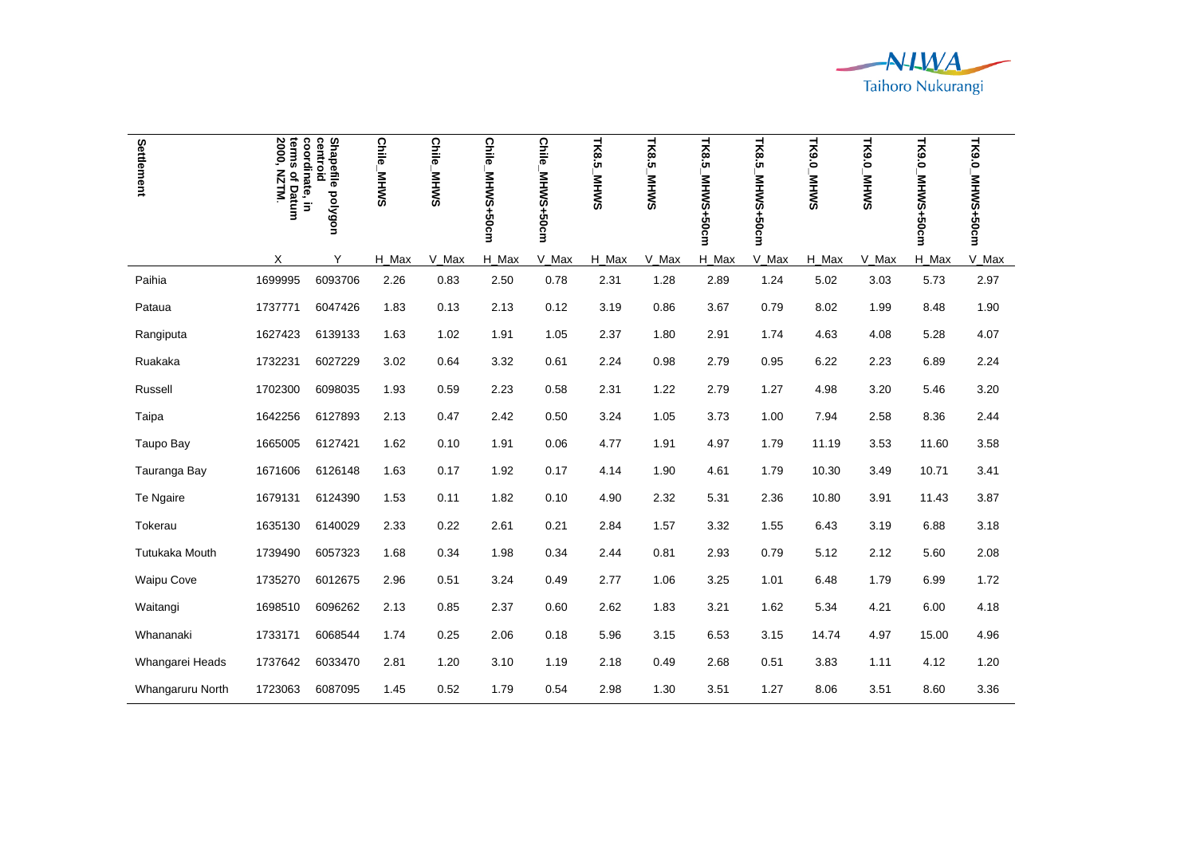| Settlement | Shapefile polygon centroid coordinate, in terms of Datum 2000, NZTM. | | Chile_MHWS | Chile_MHWS | Chile_MHWS+50cm | Chile_MHWS+50cm | TK8.5_MHWS | TK8.5_MHWS | TK8.5_MHWS+50cm | TK8.5_MHWS+50cm | TK9.0_MHWS | TK9.0_MHWS | TK9.0_MHWS+50cm | TK9.0_MHWS+50cm |
|---|---|---|---|---|---|---|---|---|---|---|---|---|---|---|
| | X | Y | H_Max | V_Max | H_Max | V_Max | H_Max | V_Max | H_Max | V_Max | H_Max | V_Max | H_Max | V_Max |
| Paihia | 1699995 | 6093706 | 2.26 | 0.83 | 2.50 | 0.78 | 2.31 | 1.28 | 2.89 | 1.24 | 5.02 | 3.03 | 5.73 | 2.97 |
| Pataua | 1737771 | 6047426 | 1.83 | 0.13 | 2.13 | 0.12 | 3.19 | 0.86 | 3.67 | 0.79 | 8.02 | 1.99 | 8.48 | 1.90 |
| Rangiputa | 1627423 | 6139133 | 1.63 | 1.02 | 1.91 | 1.05 | 2.37 | 1.80 | 2.91 | 1.74 | 4.63 | 4.08 | 5.28 | 4.07 |
| Ruakaka | 1732231 | 6027229 | 3.02 | 0.64 | 3.32 | 0.61 | 2.24 | 0.98 | 2.79 | 0.95 | 6.22 | 2.23 | 6.89 | 2.24 |
| Russell | 1702300 | 6098035 | 1.93 | 0.59 | 2.23 | 0.58 | 2.31 | 1.22 | 2.79 | 1.27 | 4.98 | 3.20 | 5.46 | 3.20 |
| Taipa | 1642256 | 6127893 | 2.13 | 0.47 | 2.42 | 0.50 | 3.24 | 1.05 | 3.73 | 1.00 | 7.94 | 2.58 | 8.36 | 2.44 |
| Taupo Bay | 1665005 | 6127421 | 1.62 | 0.10 | 1.91 | 0.06 | 4.77 | 1.91 | 4.97 | 1.79 | 11.19 | 3.53 | 11.60 | 3.58 |
| Tauranga Bay | 1671606 | 6126148 | 1.63 | 0.17 | 1.92 | 0.17 | 4.14 | 1.90 | 4.61 | 1.79 | 10.30 | 3.49 | 10.71 | 3.41 |
| Te Ngaire | 1679131 | 6124390 | 1.53 | 0.11 | 1.82 | 0.10 | 4.90 | 2.32 | 5.31 | 2.36 | 10.80 | 3.91 | 11.43 | 3.87 |
| Tokerau | 1635130 | 6140029 | 2.33 | 0.22 | 2.61 | 0.21 | 2.84 | 1.57 | 3.32 | 1.55 | 6.43 | 3.19 | 6.88 | 3.18 |
| Tutukaka Mouth | 1739490 | 6057323 | 1.68 | 0.34 | 1.98 | 0.34 | 2.44 | 0.81 | 2.93 | 0.79 | 5.12 | 2.12 | 5.60 | 2.08 |
| Waipu Cove | 1735270 | 6012675 | 2.96 | 0.51 | 3.24 | 0.49 | 2.77 | 1.06 | 3.25 | 1.01 | 6.48 | 1.79 | 6.99 | 1.72 |
| Waitangi | 1698510 | 6096262 | 2.13 | 0.85 | 2.37 | 0.60 | 2.62 | 1.83 | 3.21 | 1.62 | 5.34 | 4.21 | 6.00 | 4.18 |
| Whananaki | 1733171 | 6068544 | 1.74 | 0.25 | 2.06 | 0.18 | 5.96 | 3.15 | 6.53 | 3.15 | 14.74 | 4.97 | 15.00 | 4.96 |
| Whangarei Heads | 1737642 | 6033470 | 2.81 | 1.20 | 3.10 | 1.19 | 2.18 | 0.49 | 2.68 | 0.51 | 3.83 | 1.11 | 4.12 | 1.20 |
| Whangaruru North | 1723063 | 6087095 | 1.45 | 0.52 | 1.79 | 0.54 | 2.98 | 1.30 | 3.51 | 1.27 | 8.06 | 3.51 | 8.60 | 3.36 |